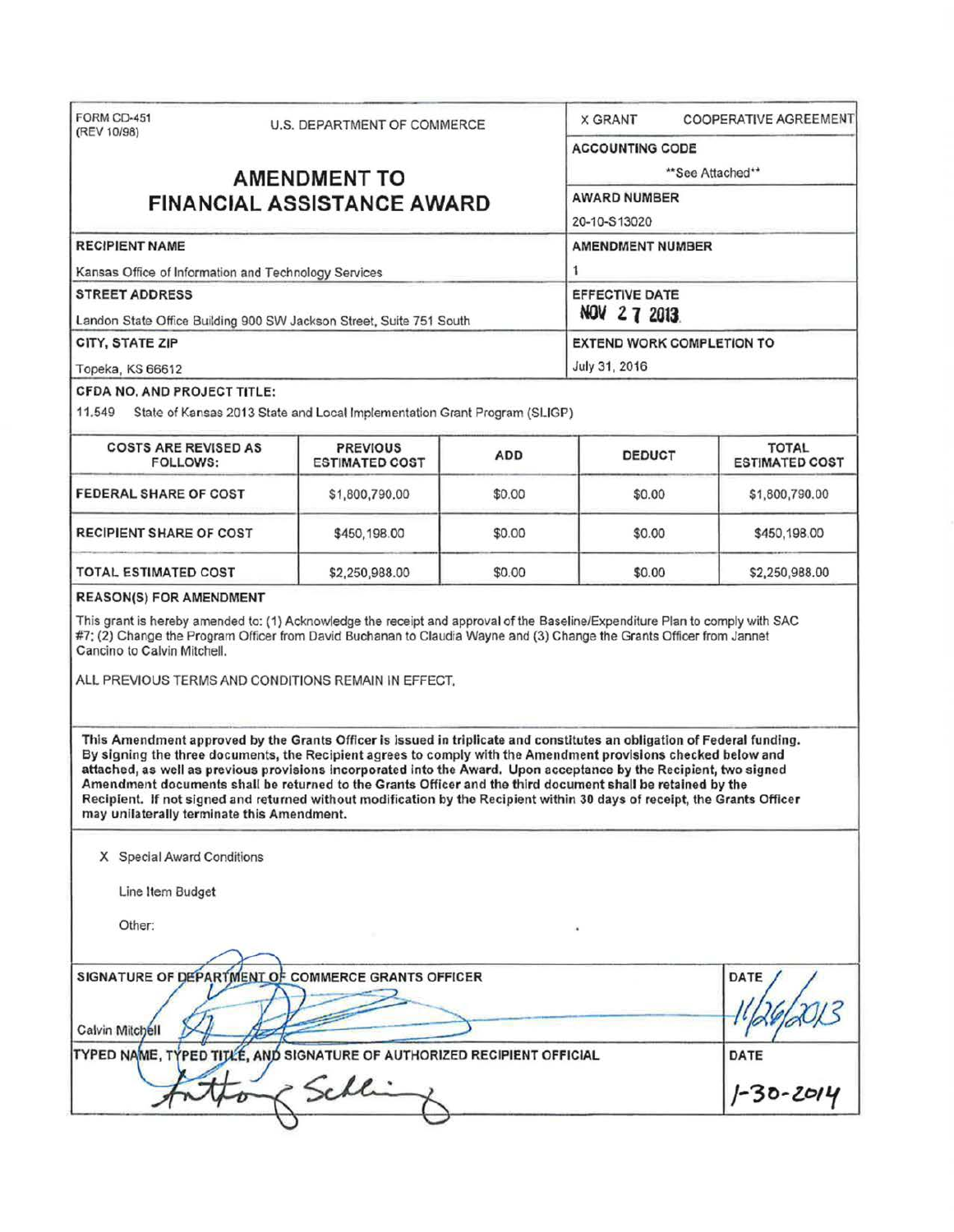FORM CD-451
(REV 10/98)

U.S. DEPARTMENT OF COMMERCE

X GRANT    COOPERATIVE AGREEMENT

# AMENDMENT TO FINANCIAL ASSISTANCE AWARD

**ACCOUNTING CODE**
\*\*See Attached\*\*

**AWARD NUMBER**
20-10-S13020

**RECIPIENT NAME**
Kansas Office of Information and Technology Services

**AMENDMENT NUMBER**
1

**STREET ADDRESS**
Landon State Office Building 900 SW Jackson Street, Suite 751 South

**EFFECTIVE DATE**
NOV 27 2013

**CITY, STATE ZIP**
Topeka, KS 66612

**EXTEND WORK COMPLETION TO**
July 31, 2016

**CFDA NO. AND PROJECT TITLE:**
11.549 State of Kansas 2013 State and Local Implementation Grant Program (SLIGP)

| COSTS ARE REVISED AS FOLLOWS: | PREVIOUS ESTIMATED COST | ADD | DEDUCT | TOTAL ESTIMATED COST |
|---|---|---|---|---|
| FEDERAL SHARE OF COST | $1,800,790.00 | $0.00 | $0.00 | $1,800,790.00 |
| RECIPIENT SHARE OF COST | $450,198.00 | $0.00 | $0.00 | $450,198.00 |
| TOTAL ESTIMATED COST | $2,250,988.00 | $0.00 | $0.00 | $2,250,988.00 |

**REASON(S) FOR AMENDMENT**

This grant is hereby amended to: (1) Acknowledge the receipt and approval of the Baseline/Expenditure Plan to comply with SAC #7; (2) Change the Program Officer from David Buchanan to Claudia Wayne and (3) Change the Grants Officer from Jannet Cancino to Calvin Mitchell.

ALL PREVIOUS TERMS AND CONDITIONS REMAIN IN EFFECT.

**This Amendment approved by the Grants Officer is issued in triplicate and constitutes an obligation of Federal funding. By signing the three documents, the Recipient agrees to comply with the Amendment provisions checked below and attached, as well as previous provisions incorporated into the Award. Upon acceptance by the Recipient, two signed Amendment documents shall be returned to the Grants Officer and the third document shall be retained by the Recipient. If not signed and returned without modification by the Recipient within 30 days of receipt, the Grants Officer may unilaterally terminate this Amendment.**

X Special Award Conditions

Line Item Budget

Other:

**SIGNATURE OF DEPARTMENT OF COMMERCE GRANTS OFFICER**
Calvin Mitchell

**DATE**
11/26/2013

**TYPED NAME, TYPED TITLE, AND SIGNATURE OF AUTHORIZED RECIPIENT OFFICIAL**
Anthony Schlinsog

**DATE**
1-30-2014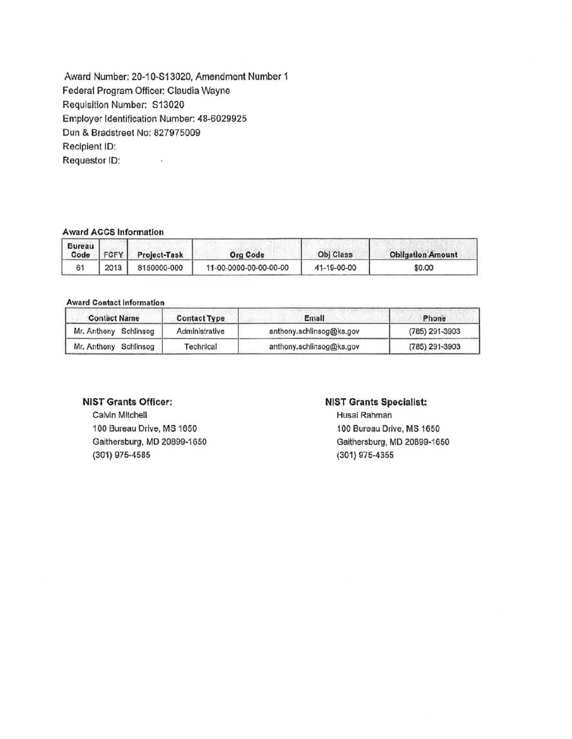Award Number: 20-10-S13020, Amendment Number 1
Federal Program Officer: Claudia Wayne
Requisition Number: S13020
Employer Identification Number: 48-6029925
Dun & Bradstreet No: 827975009
Recipient ID:
Requestor ID:

**Award ACCS Information**

| Bureau Code | FCFY | Project-Task | Org Code | Obj Class | Obligation Amount |
|---|---|---|---|---|---|
| 61 | 2013 | 8150000-000 | 11-00-0000-00-00-00-00 | 41-19-00-00 | $0.00 |

**Award Contact Information**

| Contact Name | Contact Type | Email | Phone |
|---|---|---|---|
| Mr. Anthony Schlinsog | Administrative | anthony.schlinsog@ks.gov | (785) 291-3903 |
| Mr. Anthony Schlinsog | Technical | anthony.schlinsog@ks.gov | (785) 291-3903 |

**NIST Grants Officer:**
Calvin Mitchell
100 Bureau Drive, MS 1650
Gaithersburg, MD 20899-1650
(301) 975-4585

**NIST Grants Specialist:**
Husai Rahman
100 Bureau Drive, MS 1650
Gaithersburg, MD 20899-1650
(301) 975-4355